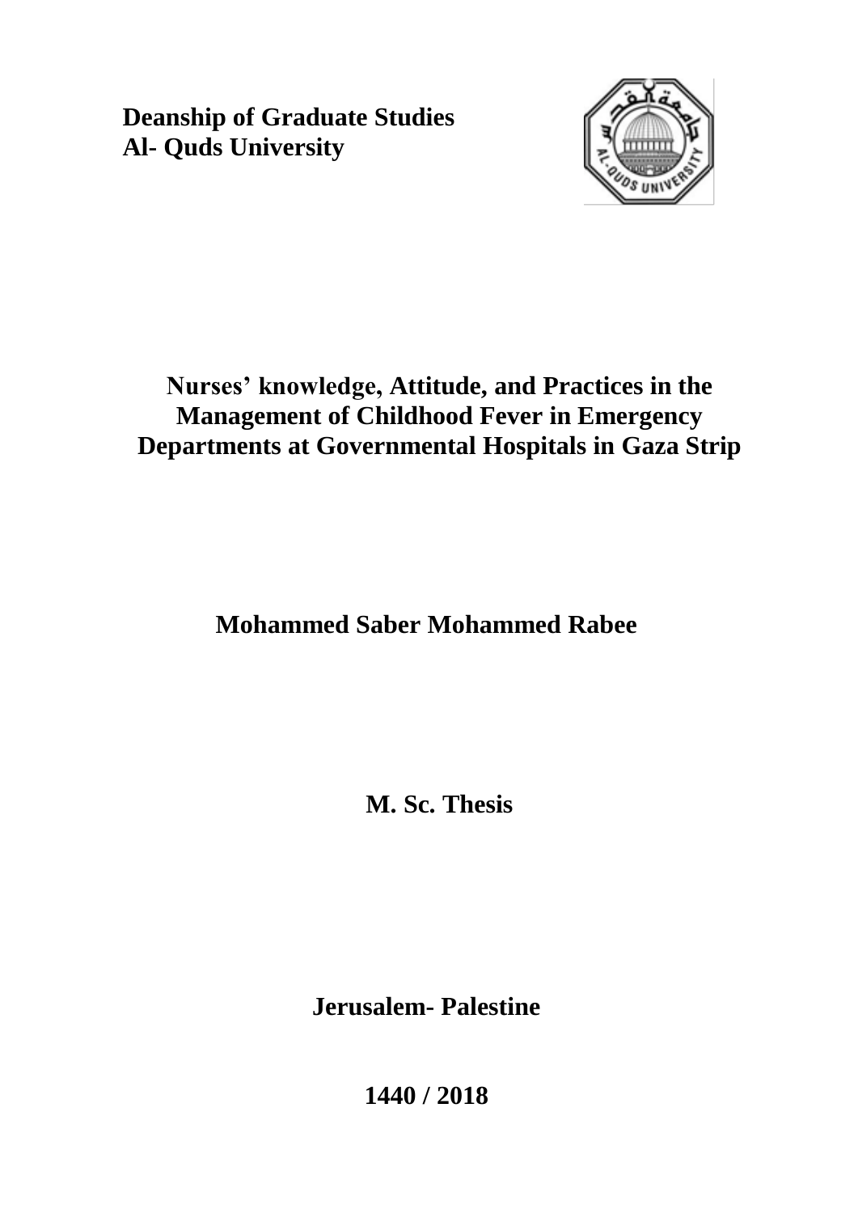**Deanship of Graduate Studies**
**Al- Quds University**

# Nurses' knowledge, Attitude, and Practices in the Management of Childhood Fever in Emergency Departments at Governmental Hospitals in Gaza Strip

**Mohammed Saber Mohammed Rabee**

**M. Sc. Thesis**

**Jerusalem- Palestine**

**1440 / 2018**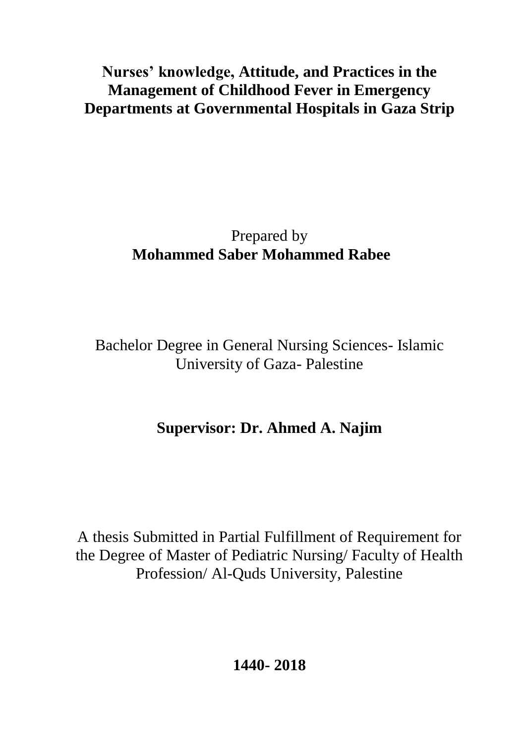# Nurses' knowledge, Attitude, and Practices in the Management of Childhood Fever in Emergency Departments at Governmental Hospitals in Gaza Strip

Prepared by

**Mohammed Saber Mohammed Rabee**

Bachelor Degree in General Nursing Sciences- Islamic University of Gaza- Palestine

**Supervisor: Dr. Ahmed A. Najim**

A thesis Submitted in Partial Fulfillment of Requirement for the Degree of Master of Pediatric Nursing/ Faculty of Health Profession/ Al-Quds University, Palestine

**1440- 2018**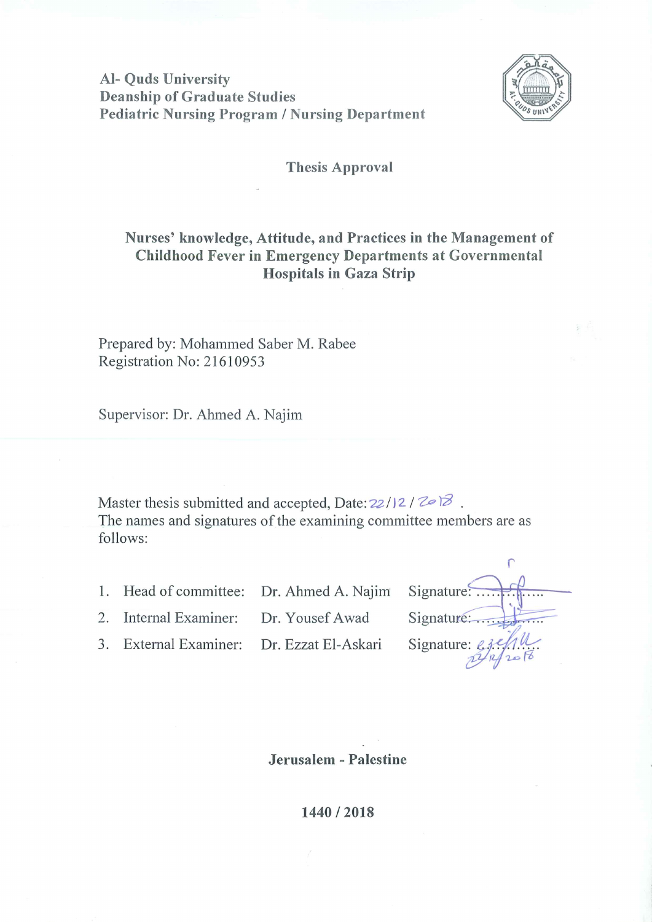Al- Quds University
Deanship of Graduate Studies
Pediatric Nursing Program / Nursing Department

## Thesis Approval

**Nurses' knowledge, Attitude, and Practices in the Management of Childhood Fever in Emergency Departments at Governmental Hospitals in Gaza Strip**

Prepared by: Mohammed Saber M. Rabee
Registration No: 21610953

Supervisor: Dr. Ahmed A. Najim

Master thesis submitted and accepted, Date: 22/12/2018.
The names and signatures of the examining committee members are as follows:

1. Head of committee: Dr. Ahmed A. Najim Signature: ...............
2. Internal Examiner: Dr. Yousef Awad Signature: ...............
3. External Examiner: Dr. Ezzat El-Askari Signature: ............... 22/12/2018

**Jerusalem - Palestine**

**1440 / 2018**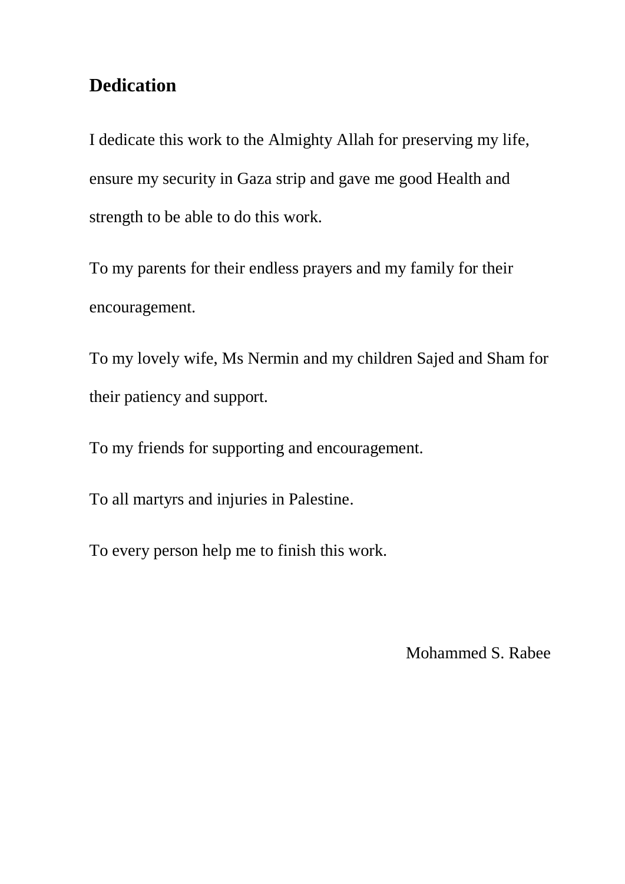# Dedication

I dedicate this work to the Almighty Allah for preserving my life, ensure my security in Gaza strip and gave me good Health and strength to be able to do this work.

To my parents for their endless prayers and my family for their encouragement.

To my lovely wife, Ms Nermin and my children Sajed and Sham for their patiency and support.

To my friends for supporting and encouragement.

To all martyrs and injuries in Palestine.

To every person help me to finish this work.

Mohammed S. Rabee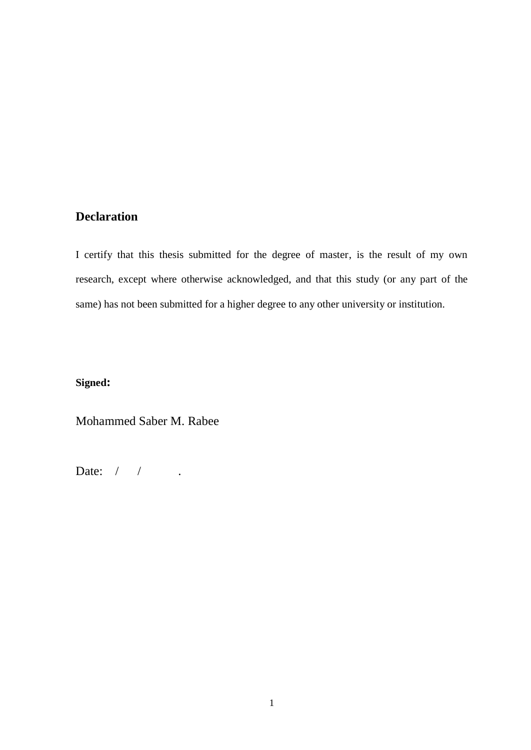# Declaration

I certify that this thesis submitted for the degree of master, is the result of my own research, except where otherwise acknowledged, and that this study (or any part of the same) has not been submitted for a higher degree to any other university or institution.

**Signed:**

Mohammed Saber M. Rabee

Date: / / .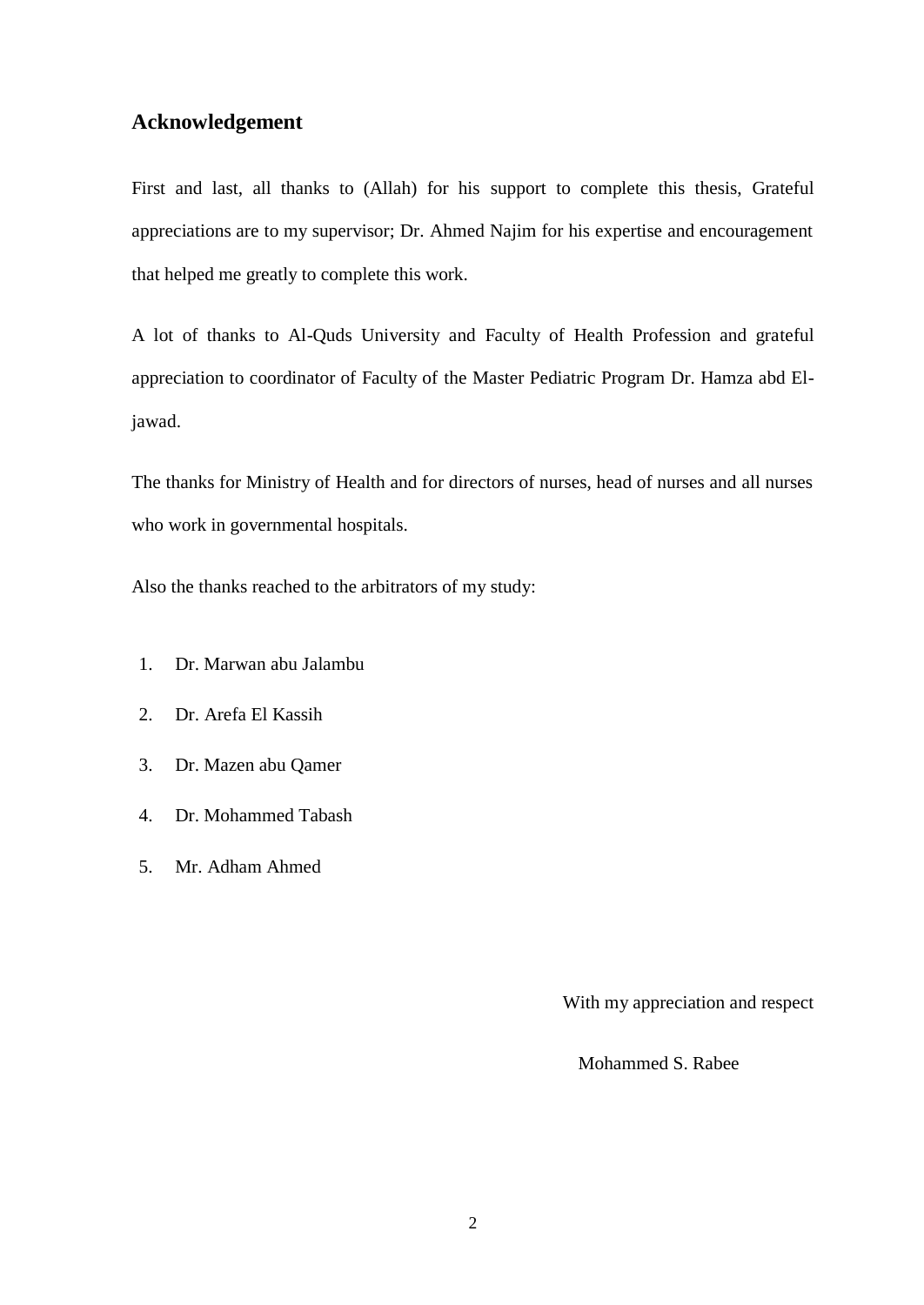## Acknowledgement

First and last, all thanks to (Allah) for his support to complete this thesis, Grateful appreciations are to my supervisor; Dr. Ahmed Najim for his expertise and encouragement that helped me greatly to complete this work.

A lot of thanks to Al-Quds University and Faculty of Health Profession and grateful appreciation to coordinator of Faculty of the Master Pediatric Program Dr. Hamza abd El-jawad.

The thanks for Ministry of Health and for directors of nurses, head of nurses and all nurses who work in governmental hospitals.

Also the thanks reached to the arbitrators of my study:

1. Dr. Marwan abu Jalambu
2. Dr. Arefa El Kassih
3. Dr. Mazen abu Qamer
4. Dr. Mohammed Tabash
5. Mr. Adham Ahmed

With my appreciation and respect

Mohammed S. Rabee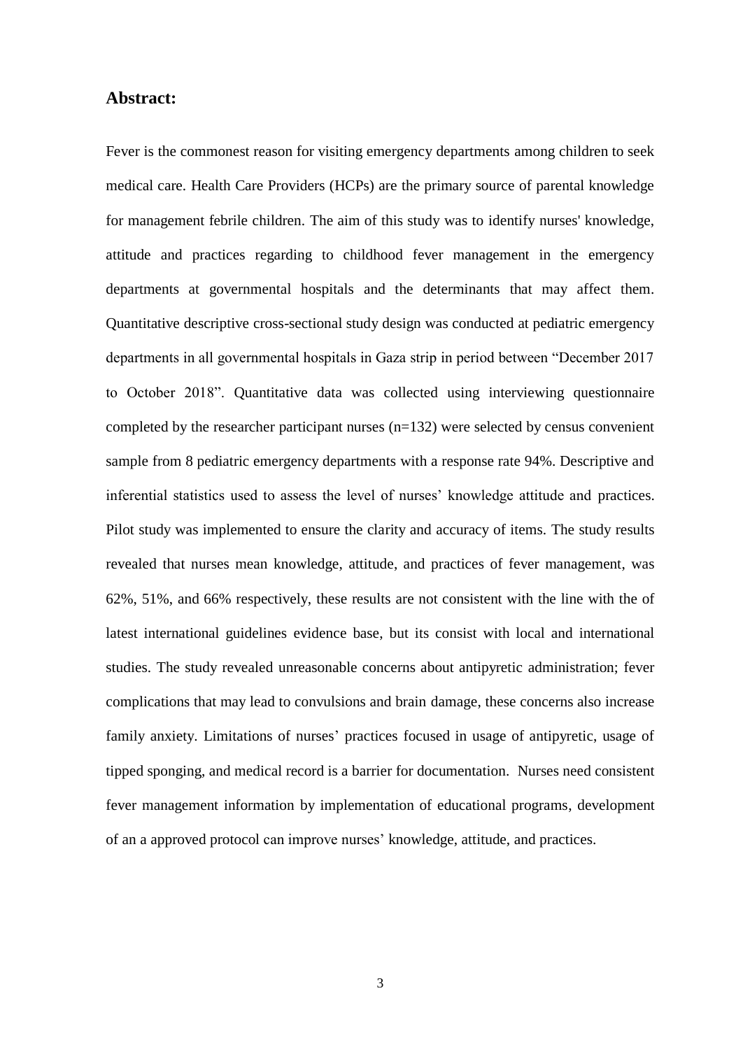## **Abstract:**

Fever is the commonest reason for visiting emergency departments among children to seek medical care. Health Care Providers (HCPs) are the primary source of parental knowledge for management febrile children. The aim of this study was to identify nurses' knowledge, attitude and practices regarding to childhood fever management in the emergency departments at governmental hospitals and the determinants that may affect them. Quantitative descriptive cross-sectional study design was conducted at pediatric emergency departments in all governmental hospitals in Gaza strip in period between "December 2017 to October 2018". Quantitative data was collected using interviewing questionnaire completed by the researcher participant nurses (n=132) were selected by census convenient sample from 8 pediatric emergency departments with a response rate 94%. Descriptive and inferential statistics used to assess the level of nurses' knowledge attitude and practices. Pilot study was implemented to ensure the clarity and accuracy of items. The study results revealed that nurses mean knowledge, attitude, and practices of fever management, was 62%, 51%, and 66% respectively, these results are not consistent with the line with the of latest international guidelines evidence base, but its consist with local and international studies. The study revealed unreasonable concerns about antipyretic administration; fever complications that may lead to convulsions and brain damage, these concerns also increase family anxiety. Limitations of nurses' practices focused in usage of antipyretic, usage of tipped sponging, and medical record is a barrier for documentation. Nurses need consistent fever management information by implementation of educational programs, development of an a approved protocol can improve nurses' knowledge, attitude, and practices.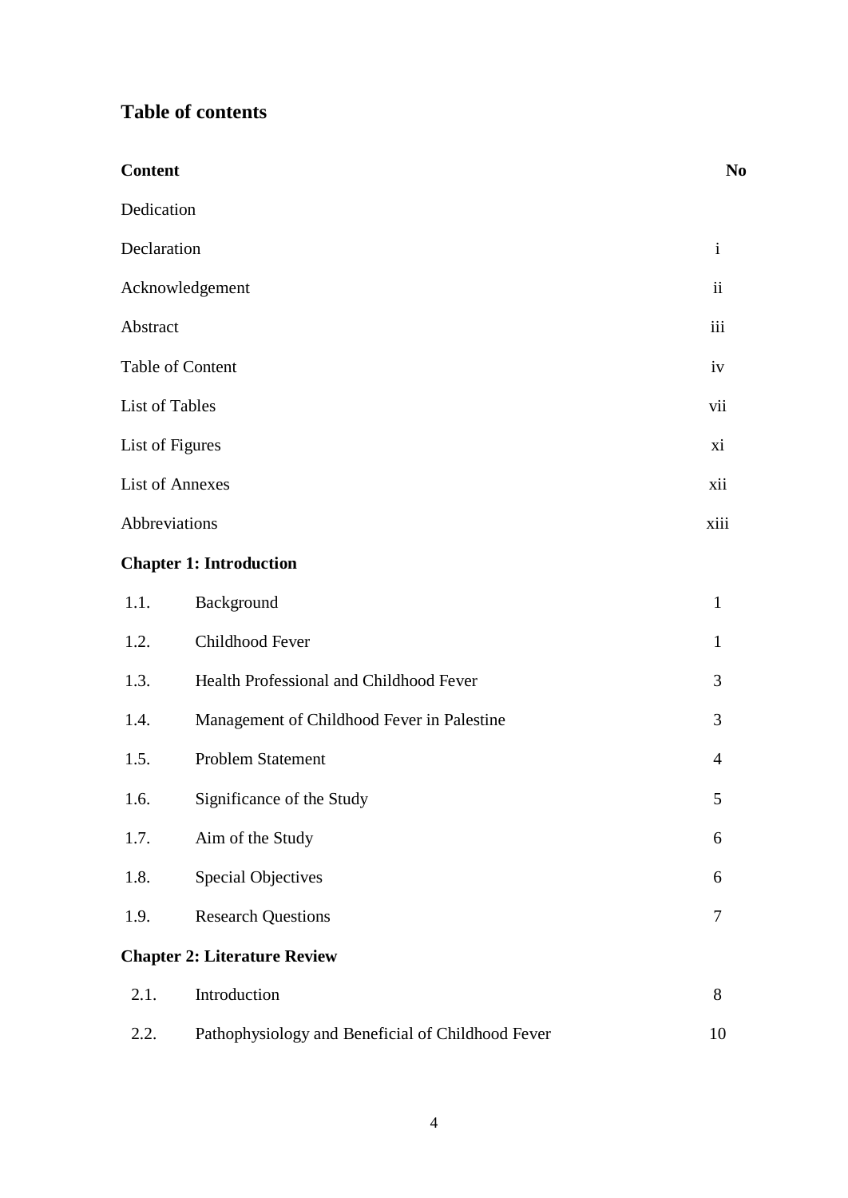## Table of contents

| Content | | No |
|---|---|---|
| Dedication | | |
| Declaration | | i |
| Acknowledgement | | ii |
| Abstract | | iii |
| Table of Content | | iv |
| List of Tables | | vii |
| List of Figures | | xi |
| List of Annexes | | xii |
| Abbreviations | | xiii |
| **Chapter 1: Introduction** | | |
| 1.1. | Background | 1 |
| 1.2. | Childhood Fever | 1 |
| 1.3. | Health Professional and Childhood Fever | 3 |
| 1.4. | Management of Childhood Fever in Palestine | 3 |
| 1.5. | Problem Statement | 4 |
| 1.6. | Significance of the Study | 5 |
| 1.7. | Aim of the Study | 6 |
| 1.8. | Special Objectives | 6 |
| 1.9. | Research Questions | 7 |
| **Chapter 2: Literature Review** | | |
| 2.1. | Introduction | 8 |
| 2.2. | Pathophysiology and Beneficial of Childhood Fever | 10 |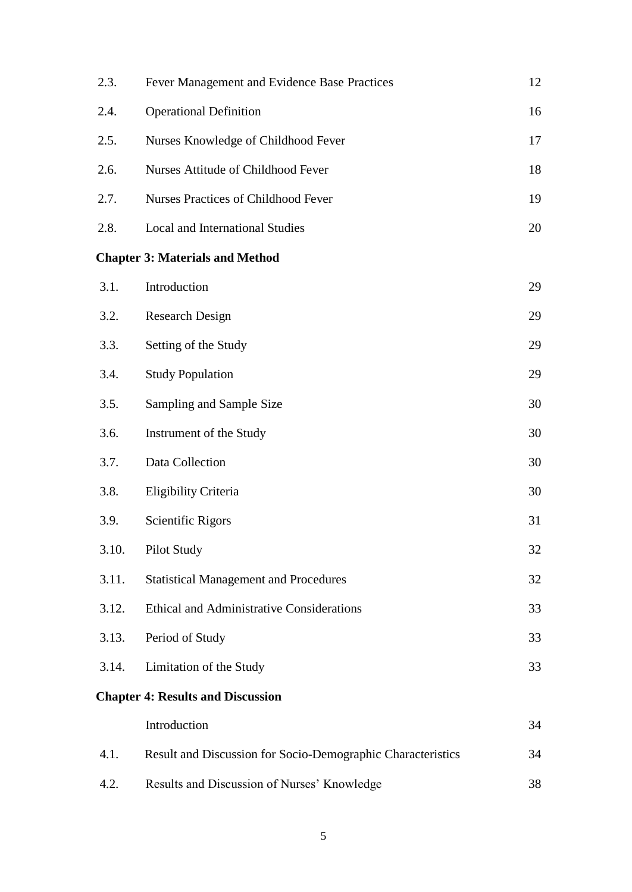| | | |
|---|---|---|
| 2.3. | Fever Management and Evidence Base Practices | 12 |
| 2.4. | Operational Definition | 16 |
| 2.5. | Nurses Knowledge of Childhood Fever | 17 |
| 2.6. | Nurses Attitude of Childhood Fever | 18 |
| 2.7. | Nurses Practices of Childhood Fever | 19 |
| 2.8. | Local and International Studies | 20 |
| **Chapter 3: Materials and Method** | | |
| 3.1. | Introduction | 29 |
| 3.2. | Research Design | 29 |
| 3.3. | Setting of the Study | 29 |
| 3.4. | Study Population | 29 |
| 3.5. | Sampling and Sample Size | 30 |
| 3.6. | Instrument of the Study | 30 |
| 3.7. | Data Collection | 30 |
| 3.8. | Eligibility Criteria | 30 |
| 3.9. | Scientific Rigors | 31 |
| 3.10. | Pilot Study | 32 |
| 3.11. | Statistical Management and Procedures | 32 |
| 3.12. | Ethical and Administrative Considerations | 33 |
| 3.13. | Period of Study | 33 |
| 3.14. | Limitation of the Study | 33 |
| **Chapter 4: Results and Discussion** | | |
| | Introduction | 34 |
| 4.1. | Result and Discussion for Socio-Demographic Characteristics | 34 |
| 4.2. | Results and Discussion of Nurses' Knowledge | 38 |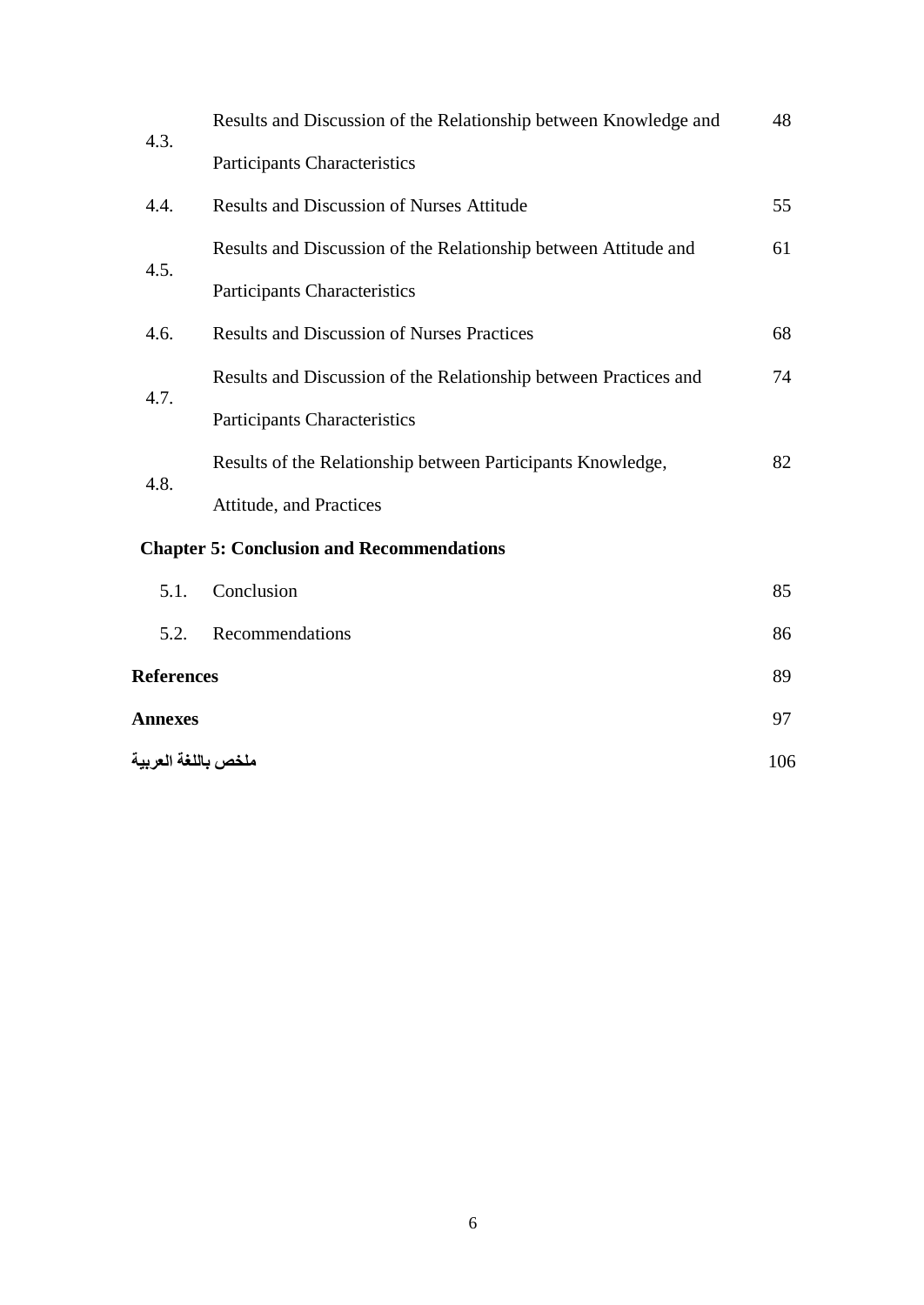| | | |
|---|---|---|
| 4.3. | Results and Discussion of the Relationship between Knowledge and Participants Characteristics | 48 |
| 4.4. | Results and Discussion of Nurses Attitude | 55 |
| 4.5. | Results and Discussion of the Relationship between Attitude and Participants Characteristics | 61 |
| 4.6. | Results and Discussion of Nurses Practices | 68 |
| 4.7. | Results and Discussion of the Relationship between Practices and Participants Characteristics | 74 |
| 4.8. | Results of the Relationship between Participants Knowledge, Attitude, and Practices | 82 |
| **Chapter 5: Conclusion and Recommendations** | | |
| 5.1. | Conclusion | 85 |
| 5.2. | Recommendations | 86 |
| **References** | | 89 |
| **Annexes** | | 97 |
| **ملخص باللغة العربية** | | 106 |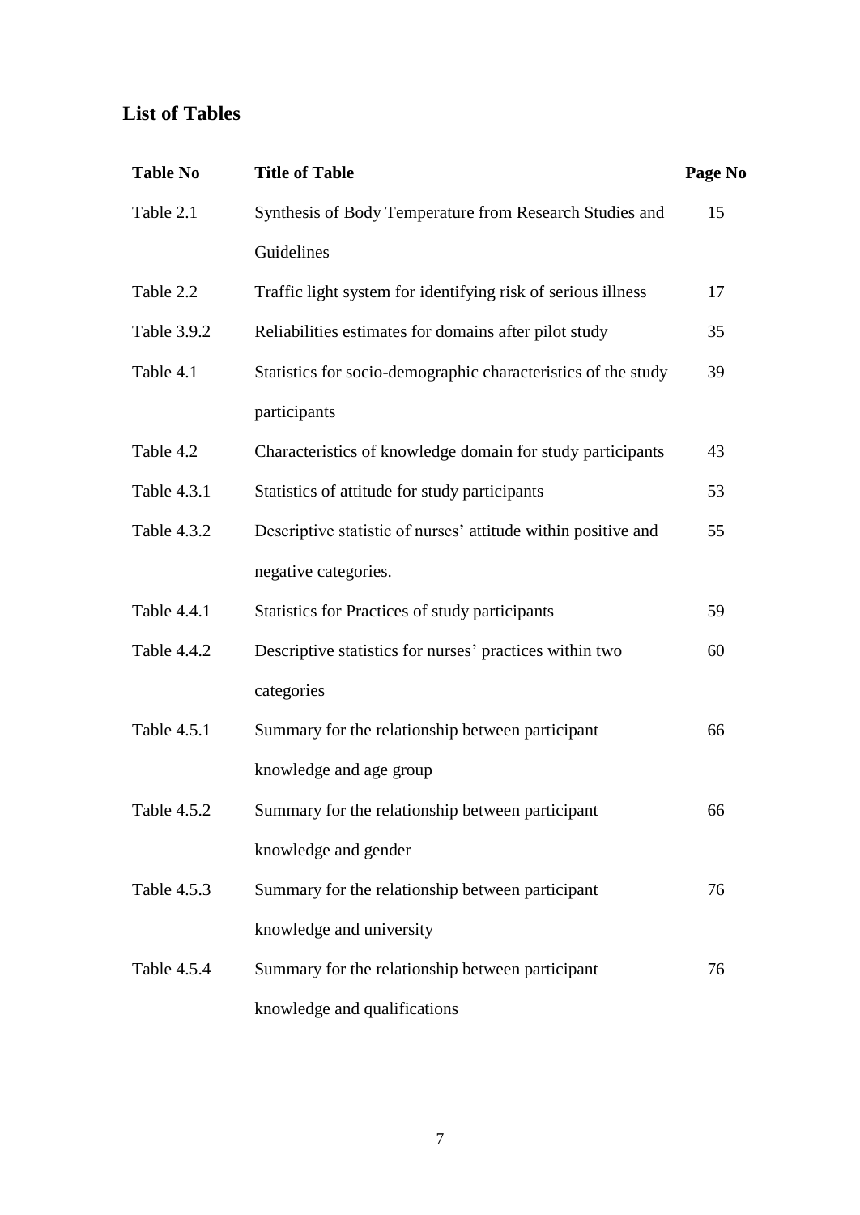## List of Tables

| Table No | Title of Table | Page No |
| --- | --- | --- |
| Table 2.1 | Synthesis of Body Temperature from Research Studies and Guidelines | 15 |
| Table 2.2 | Traffic light system for identifying risk of serious illness | 17 |
| Table 3.9.2 | Reliabilities estimates for domains after pilot study | 35 |
| Table 4.1 | Statistics for socio-demographic characteristics of the study participants | 39 |
| Table 4.2 | Characteristics of knowledge domain for study participants | 43 |
| Table 4.3.1 | Statistics of attitude for study participants | 53 |
| Table 4.3.2 | Descriptive statistic of nurses' attitude within positive and negative categories. | 55 |
| Table 4.4.1 | Statistics for Practices of study participants | 59 |
| Table 4.4.2 | Descriptive statistics for nurses' practices within two categories | 60 |
| Table 4.5.1 | Summary for the relationship between participant knowledge and age group | 66 |
| Table 4.5.2 | Summary for the relationship between participant knowledge and gender | 66 |
| Table 4.5.3 | Summary for the relationship between participant knowledge and university | 76 |
| Table 4.5.4 | Summary for the relationship between participant knowledge and qualifications | 76 |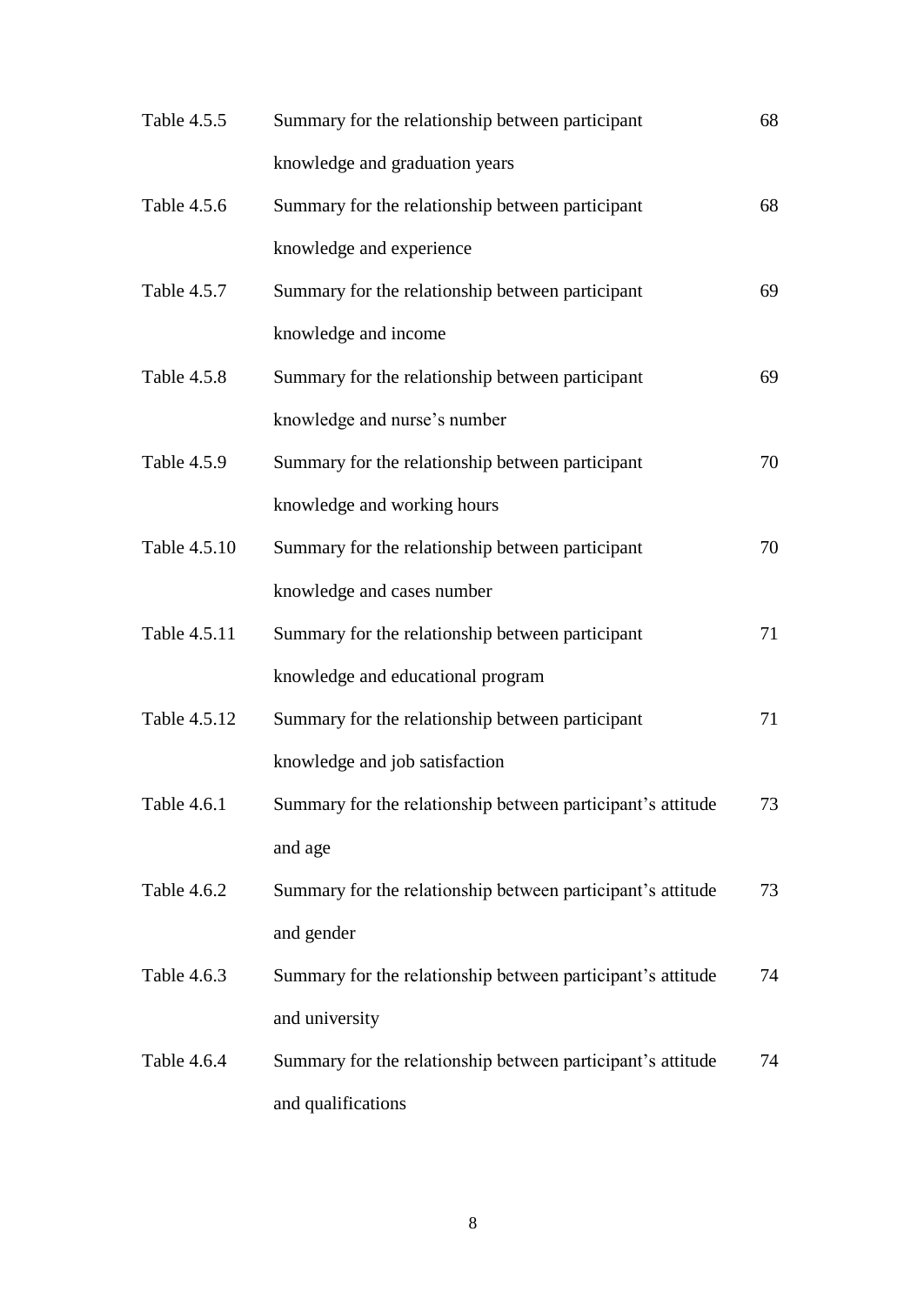| | | |
|---|---|---|
| Table 4.5.5 | Summary for the relationship between participant knowledge and graduation years | 68 |
| Table 4.5.6 | Summary for the relationship between participant knowledge and experience | 68 |
| Table 4.5.7 | Summary for the relationship between participant knowledge and income | 69 |
| Table 4.5.8 | Summary for the relationship between participant knowledge and nurse's number | 69 |
| Table 4.5.9 | Summary for the relationship between participant knowledge and working hours | 70 |
| Table 4.5.10 | Summary for the relationship between participant knowledge and cases number | 70 |
| Table 4.5.11 | Summary for the relationship between participant knowledge and educational program | 71 |
| Table 4.5.12 | Summary for the relationship between participant knowledge and job satisfaction | 71 |
| Table 4.6.1 | Summary for the relationship between participant's attitude and age | 73 |
| Table 4.6.2 | Summary for the relationship between participant's attitude and gender | 73 |
| Table 4.6.3 | Summary for the relationship between participant's attitude and university | 74 |
| Table 4.6.4 | Summary for the relationship between participant's attitude and qualifications | 74 |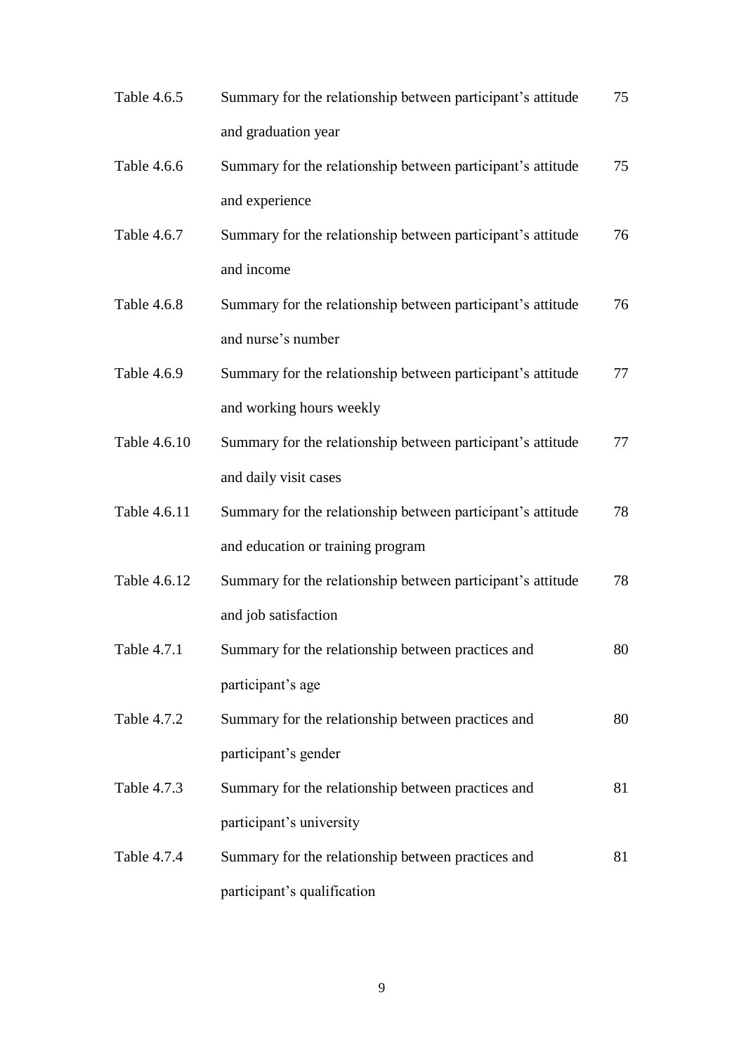| | | |
|---|---|---|
| Table 4.6.5 | Summary for the relationship between participant's attitude and graduation year | 75 |
| Table 4.6.6 | Summary for the relationship between participant's attitude and experience | 75 |
| Table 4.6.7 | Summary for the relationship between participant's attitude and income | 76 |
| Table 4.6.8 | Summary for the relationship between participant's attitude and nurse's number | 76 |
| Table 4.6.9 | Summary for the relationship between participant's attitude and working hours weekly | 77 |
| Table 4.6.10 | Summary for the relationship between participant's attitude and daily visit cases | 77 |
| Table 4.6.11 | Summary for the relationship between participant's attitude and education or training program | 78 |
| Table 4.6.12 | Summary for the relationship between participant's attitude and job satisfaction | 78 |
| Table 4.7.1 | Summary for the relationship between practices and participant's age | 80 |
| Table 4.7.2 | Summary for the relationship between practices and participant's gender | 80 |
| Table 4.7.3 | Summary for the relationship between practices and participant's university | 81 |
| Table 4.7.4 | Summary for the relationship between practices and participant's qualification | 81 |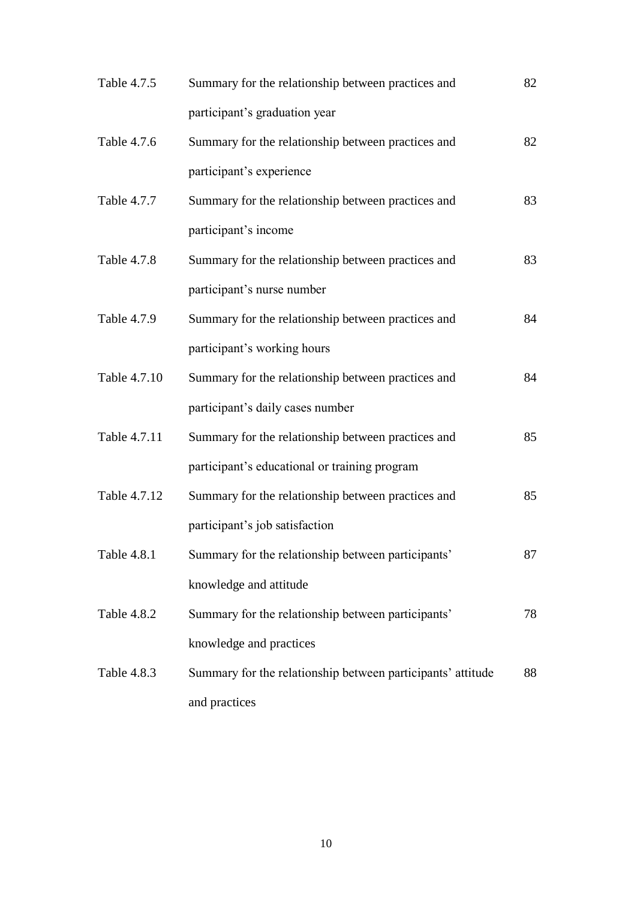| | | |
|---|---|---|
| Table 4.7.5 | Summary for the relationship between practices and participant's graduation year | 82 |
| Table 4.7.6 | Summary for the relationship between practices and participant's experience | 82 |
| Table 4.7.7 | Summary for the relationship between practices and participant's income | 83 |
| Table 4.7.8 | Summary for the relationship between practices and participant's nurse number | 83 |
| Table 4.7.9 | Summary for the relationship between practices and participant's working hours | 84 |
| Table 4.7.10 | Summary for the relationship between practices and participant's daily cases number | 84 |
| Table 4.7.11 | Summary for the relationship between practices and participant's educational or training program | 85 |
| Table 4.7.12 | Summary for the relationship between practices and participant's job satisfaction | 85 |
| Table 4.8.1 | Summary for the relationship between participants' knowledge and attitude | 87 |
| Table 4.8.2 | Summary for the relationship between participants' knowledge and practices | 78 |
| Table 4.8.3 | Summary for the relationship between participants' attitude and practices | 88 |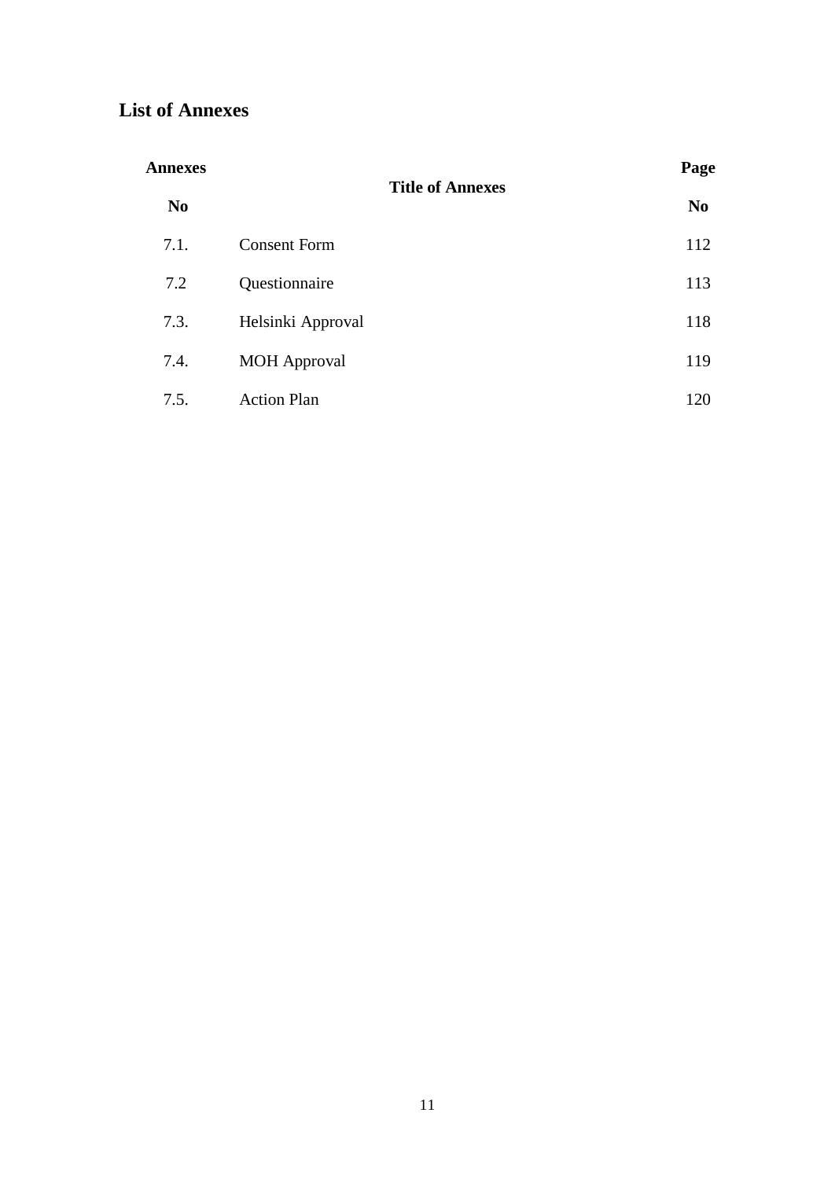## List of Annexes

| Annexes No | Title of Annexes | Page No |
| --- | --- | --- |
| 7.1. | Consent Form | 112 |
| 7.2 | Questionnaire | 113 |
| 7.3. | Helsinki Approval | 118 |
| 7.4. | MOH Approval | 119 |
| 7.5. | Action Plan | 120 |